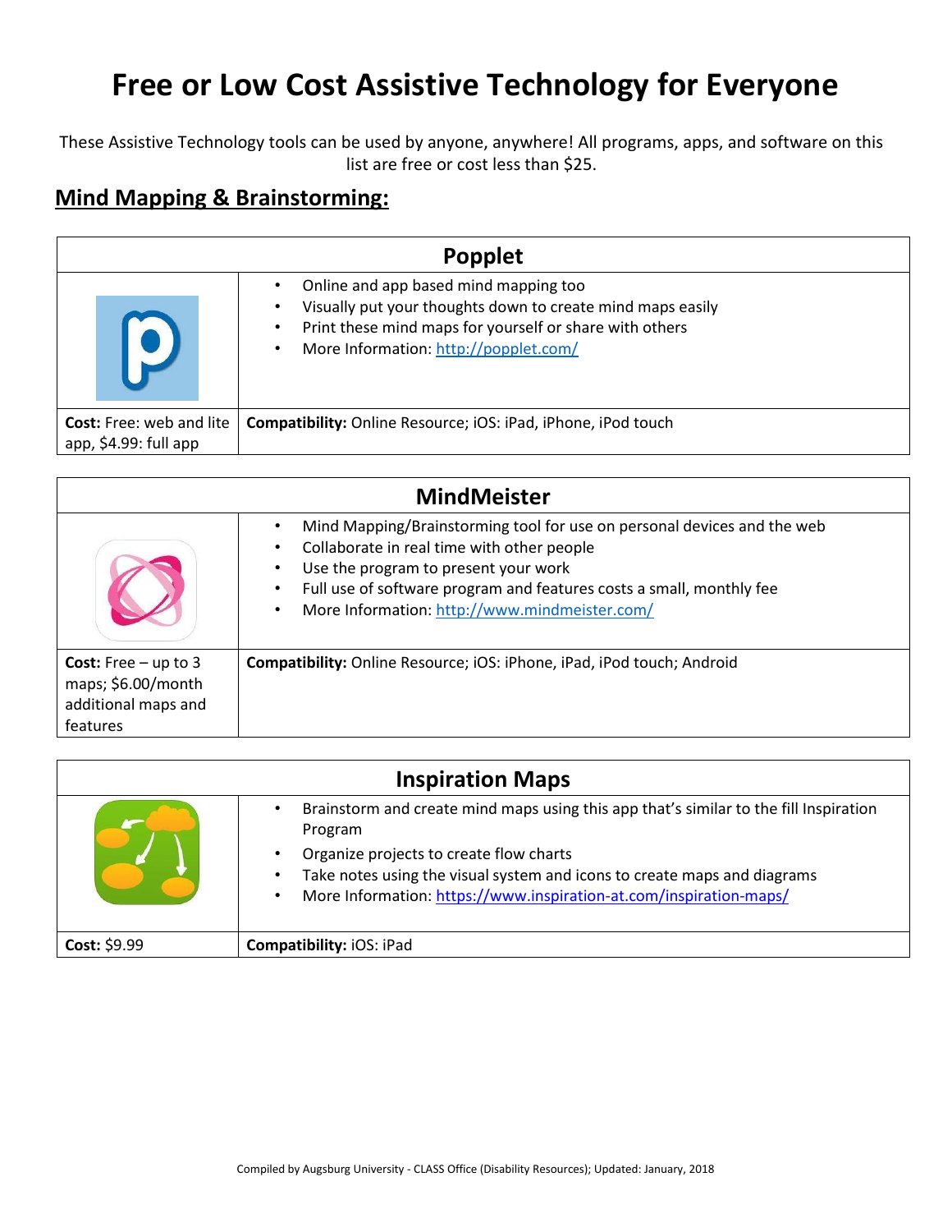# Free or Low Cost Assistive Technology for Everyone

These Assistive Technology tools can be used by anyone, anywhere! All programs, apps, and software on this list are free or cost less than $25.

## Mind Mapping & Brainstorming:

| Popplet | |
|---|---|
| | • Online and app based mind mapping too<br>• Visually put your thoughts down to create mind maps easily<br>• Print these mind maps for yourself or share with others<br>• More Information: http://popplet.com/ |
| **Cost:** Free: web and lite app, $4.99: full app | **Compatibility:** Online Resource; iOS: iPad, iPhone, iPod touch |

| MindMeister | |
|---|---|
| | • Mind Mapping/Brainstorming tool for use on personal devices and the web<br>• Collaborate in real time with other people<br>• Use the program to present your work<br>• Full use of software program and features costs a small, monthly fee<br>• More Information: http://www.mindmeister.com/ |
| **Cost:** Free – up to 3 maps; $6.00/month additional maps and features | **Compatibility:** Online Resource; iOS: iPhone, iPad, iPod touch; Android |

| Inspiration Maps | |
|---|---|
| | • Brainstorm and create mind maps using this app that's similar to the fill Inspiration Program<br>• Organize projects to create flow charts<br>• Take notes using the visual system and icons to create maps and diagrams<br>• More Information: https://www.inspiration-at.com/inspiration-maps/ |
| **Cost:** $9.99 | **Compatibility:** iOS: iPad |

Compiled by Augsburg University - CLASS Office (Disability Resources); Updated: January, 2018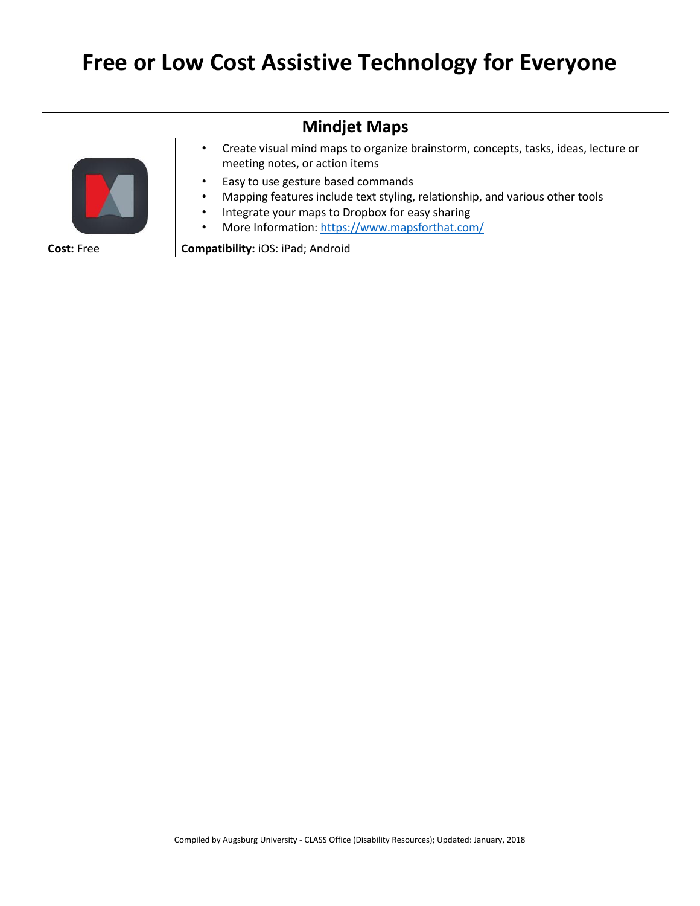# Free or Low Cost Assistive Technology for Everyone

| Mindjet Maps | |
|---|---|
| | • Create visual mind maps to organize brainstorm, concepts, tasks, ideas, lecture or meeting notes, or action items<br>• Easy to use gesture based commands<br>• Mapping features include text styling, relationship, and various other tools<br>• Integrate your maps to Dropbox for easy sharing<br>• More Information: https://www.mapsforthat.com/ |
| **Cost:** Free | **Compatibility:** iOS: iPad; Android |

Compiled by Augsburg University - CLASS Office (Disability Resources); Updated: January, 2018